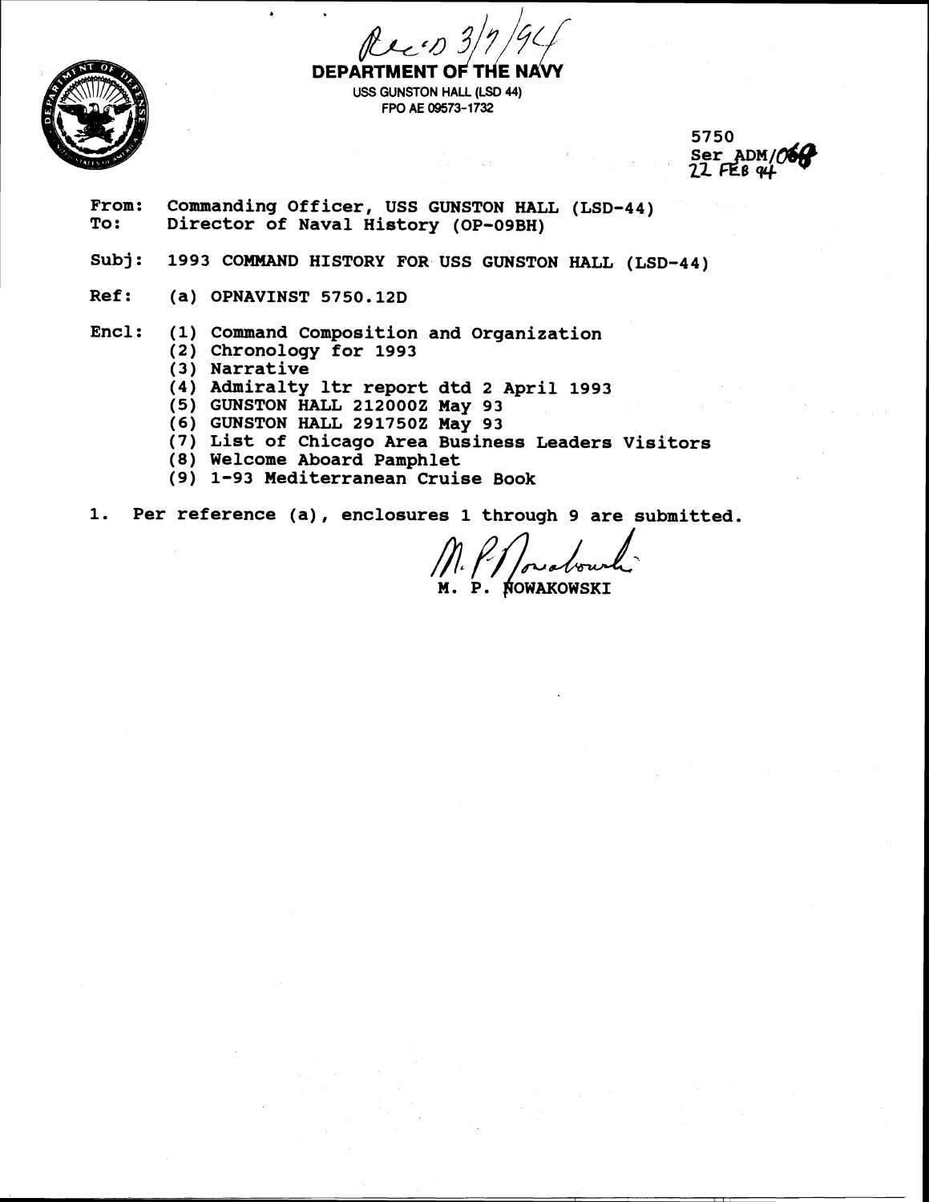Rec'd 3/7/94

**DEPARTMENT OF THE NAVY**
USS GUNSTON HALL (LSD 44)
FPO AE 09573-1732

5750
Ser ADM/069
22 FEB 94

From: Commanding Officer, USS GUNSTON HALL (LSD-44)
To: Director of Naval History (OP-09BH)

Subj: 1993 COMMAND HISTORY FOR USS GUNSTON HALL (LSD-44)

Ref: (a) OPNAVINST 5750.12D

Encl: (1) Command Composition and Organization
(2) Chronology for 1993
(3) Narrative
(4) Admiralty ltr report dtd 2 April 1993
(5) GUNSTON HALL 212000Z May 93
(6) GUNSTON HALL 291750Z May 93
(7) List of Chicago Area Business Leaders Visitors
(8) Welcome Aboard Pamphlet
(9) 1-93 Mediterranean Cruise Book

1. Per reference (a), enclosures 1 through 9 are submitted.

M. P. NOWAKOWSKI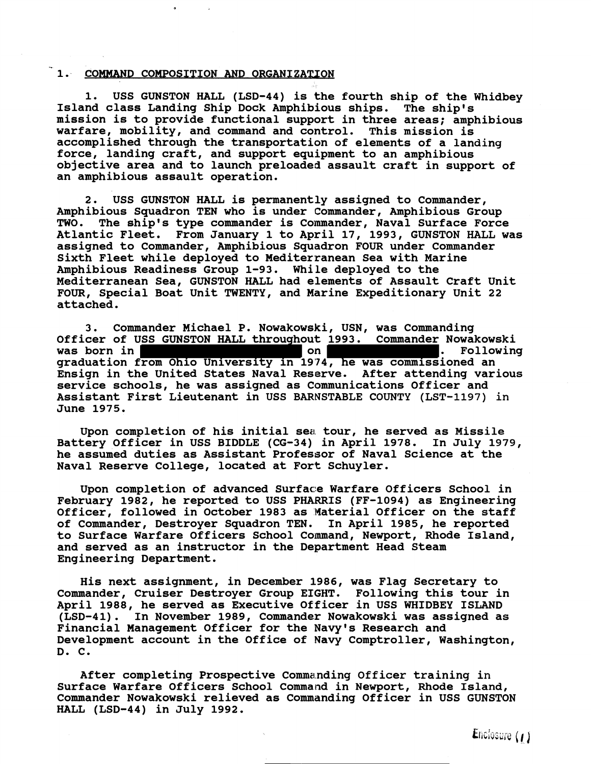## 1. COMMAND COMPOSITION AND ORGANIZATION

1. USS GUNSTON HALL (LSD-44) is the fourth ship of the Whidbey Island class Landing Ship Dock Amphibious ships. The ship's mission is to provide functional support in three areas; amphibious warfare, mobility, and command and control. This mission is accomplished through the transportation of elements of a landing force, landing craft, and support equipment to an amphibious objective area and to launch preloaded assault craft in support of an amphibious assault operation.

2. USS GUNSTON HALL is permanently assigned to Commander, Amphibious Squadron TEN who is under Commander, Amphibious Group TWO. The ship's type commander is Commander, Naval Surface Force Atlantic Fleet. From January 1 to April 17, 1993, GUNSTON HALL was assigned to Commander, Amphibious Squadron FOUR under Commander Sixth Fleet while deployed to Mediterranean Sea with Marine Amphibious Readiness Group 1-93. While deployed to the Mediterranean Sea, GUNSTON HALL had elements of Assault Craft Unit FOUR, Special Boat Unit TWENTY, and Marine Expeditionary Unit 22 attached.

3. Commander Michael P. Nowakowski, USN, was Commanding Officer of USS GUNSTON HALL throughout 1993. Commander Nowakowski was born in [REDACTED] on [REDACTED]. Following graduation from Ohio University in 1974, he was commissioned an Ensign in the United States Naval Reserve. After attending various service schools, he was assigned as Communications Officer and Assistant First Lieutenant in USS BARNSTABLE COUNTY (LST-1197) in June 1975.

Upon completion of his initial sea tour, he served as Missile Battery Officer in USS BIDDLE (CG-34) in April 1978. In July 1979, he assumed duties as Assistant Professor of Naval Science at the Naval Reserve College, located at Fort Schuyler.

Upon completion of advanced Surface Warfare Officers School in February 1982, he reported to USS PHARRIS (FF-1094) as Engineering Officer, followed in October 1983 as Material Officer on the staff of Commander, Destroyer Squadron TEN. In April 1985, he reported to Surface Warfare Officers School Command, Newport, Rhode Island, and served as an instructor in the Department Head Steam Engineering Department.

His next assignment, in December 1986, was Flag Secretary to Commander, Cruiser Destroyer Group EIGHT. Following this tour in April 1988, he served as Executive Officer in USS WHIDBEY ISLAND (LSD-41). In November 1989, Commander Nowakowski was assigned as Financial Management Officer for the Navy's Research and Development account in the Office of Navy Comptroller, Washington, D. C.

After completing Prospective Commanding Officer training in Surface Warfare Officers School Command in Newport, Rhode Island, Commander Nowakowski relieved as Commanding Officer in USS GUNSTON HALL (LSD-44) in July 1992.

Enclosure (1)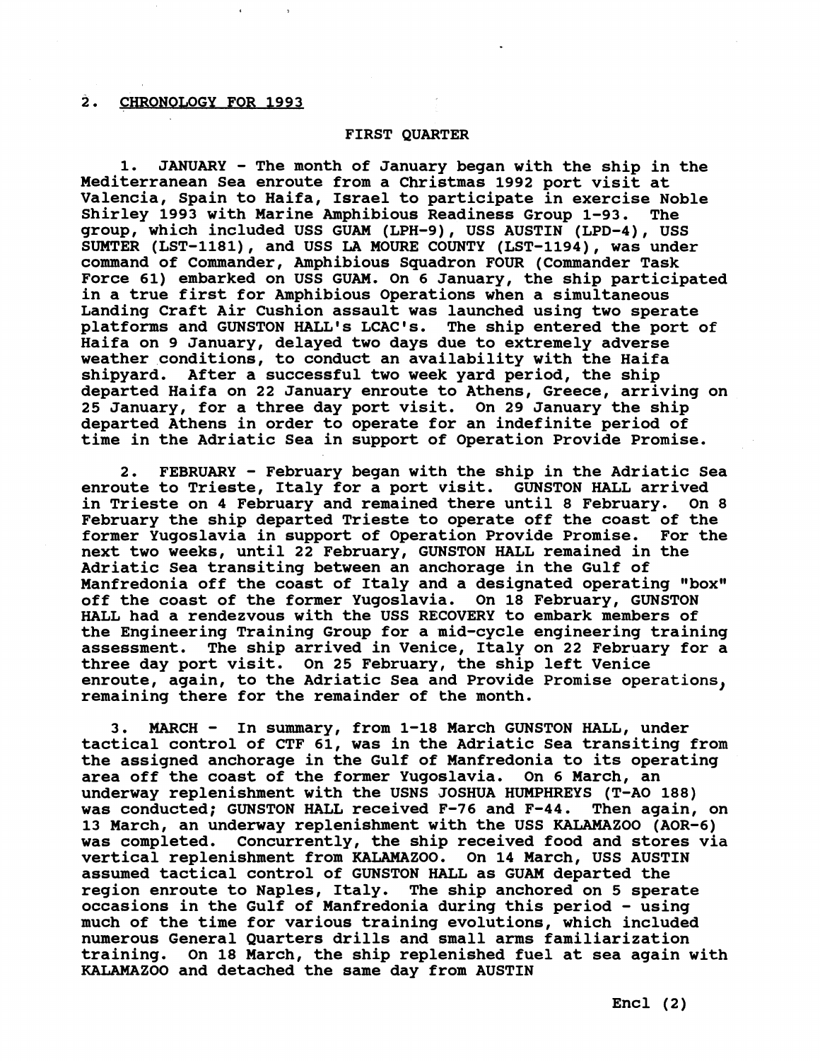## 2. CHRONOLOGY FOR 1993

### FIRST QUARTER

1. JANUARY - The month of January began with the ship in the Mediterranean Sea enroute from a Christmas 1992 port visit at Valencia, Spain to Haifa, Israel to participate in exercise Noble Shirley 1993 with Marine Amphibious Readiness Group 1-93. The group, which included USS GUAM (LPH-9), USS AUSTIN (LPD-4), USS SUMTER (LST-1181), and USS LA MOURE COUNTY (LST-1194), was under command of Commander, Amphibious Squadron FOUR (Commander Task Force 61) embarked on USS GUAM. On 6 January, the ship participated in a true first for Amphibious Operations when a simultaneous Landing Craft Air Cushion assault was launched using two sperate platforms and GUNSTON HALL's LCAC's. The ship entered the port of Haifa on 9 January, delayed two days due to extremely adverse weather conditions, to conduct an availability with the Haifa shipyard. After a successful two week yard period, the ship departed Haifa on 22 January enroute to Athens, Greece, arriving on 25 January, for a three day port visit. On 29 January the ship departed Athens in order to operate for an indefinite period of time in the Adriatic Sea in support of Operation Provide Promise.

2. FEBRUARY - February began with the ship in the Adriatic Sea enroute to Trieste, Italy for a port visit. GUNSTON HALL arrived in Trieste on 4 February and remained there until 8 February. On 8 February the ship departed Trieste to operate off the coast of the former Yugoslavia in support of Operation Provide Promise. For the next two weeks, until 22 February, GUNSTON HALL remained in the Adriatic Sea transiting between an anchorage in the Gulf of Manfredonia off the coast of Italy and a designated operating "box" off the coast of the former Yugoslavia. On 18 February, GUNSTON HALL had a rendezvous with the USS RECOVERY to embark members of the Engineering Training Group for a mid-cycle engineering training assessment. The ship arrived in Venice, Italy on 22 February for a three day port visit. On 25 February, the ship left Venice enroute, again, to the Adriatic Sea and Provide Promise operations, remaining there for the remainder of the month.

3. MARCH - In summary, from 1-18 March GUNSTON HALL, under tactical control of CTF 61, was in the Adriatic Sea transiting from the assigned anchorage in the Gulf of Manfredonia to its operating area off the coast of the former Yugoslavia. On 6 March, an underway replenishment with the USNS JOSHUA HUMPHREYS (T-AO 188) was conducted; GUNSTON HALL received F-76 and F-44. Then again, on 13 March, an underway replenishment with the USS KALAMAZOO (AOR-6) was completed. Concurrently, the ship received food and stores via vertical replenishment from KALAMAZOO. On 14 March, USS AUSTIN assumed tactical control of GUNSTON HALL as GUAM departed the region enroute to Naples, Italy. The ship anchored on 5 sperate occasions in the Gulf of Manfredonia during this period - using much of the time for various training evolutions, which included numerous General Quarters drills and small arms familiarization training. On 18 March, the ship replenished fuel at sea again with KALAMAZOO and detached the same day from AUSTIN

Encl (2)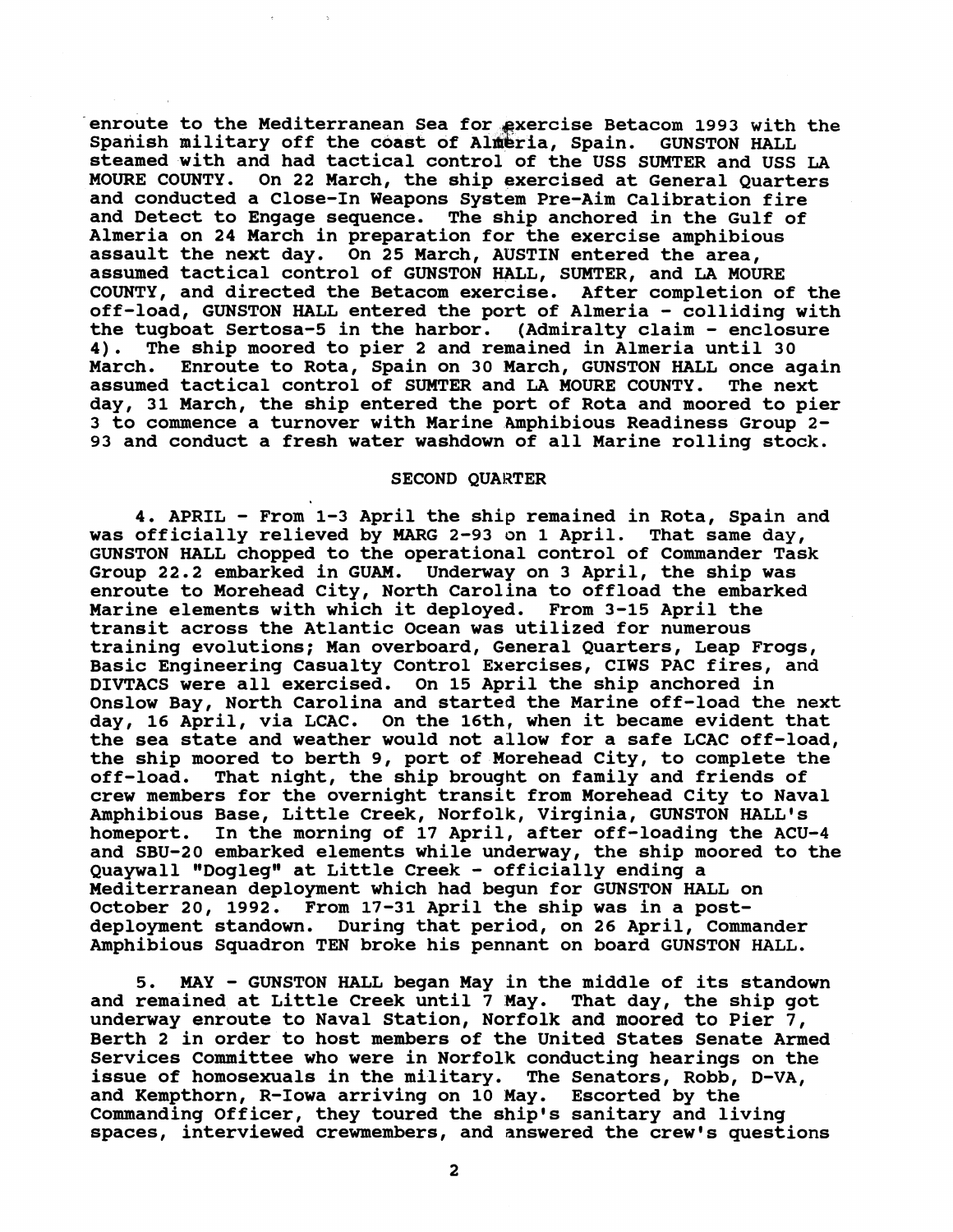enroute to the Mediterranean Sea for exercise Betacom 1993 with the Spanish military off the coast of Almeria, Spain. GUNSTON HALL steamed with and had tactical control of the USS SUMTER and USS LA MOURE COUNTY. On 22 March, the ship exercised at General Quarters and conducted a Close-In Weapons System Pre-Aim Calibration fire and Detect to Engage sequence. The ship anchored in the Gulf of Almeria on 24 March in preparation for the exercise amphibious assault the next day. On 25 March, AUSTIN entered the area, assumed tactical control of GUNSTON HALL, SUMTER, and LA MOURE COUNTY, and directed the Betacom exercise. After completion of the off-load, GUNSTON HALL entered the port of Almeria - colliding with the tugboat Sertosa-5 in the harbor. (Admiralty claim - enclosure 4). The ship moored to pier 2 and remained in Almeria until 30 March. Enroute to Rota, Spain on 30 March, GUNSTON HALL once again assumed tactical control of SUMTER and LA MOURE COUNTY. The next day, 31 March, the ship entered the port of Rota and moored to pier 3 to commence a turnover with Marine Amphibious Readiness Group 2-93 and conduct a fresh water washdown of all Marine rolling stock.

## SECOND QUARTER

4. APRIL - From 1-3 April the ship remained in Rota, Spain and was officially relieved by MARG 2-93 on 1 April. That same day, GUNSTON HALL chopped to the operational control of Commander Task Group 22.2 embarked in GUAM. Underway on 3 April, the ship was enroute to Morehead City, North Carolina to offload the embarked Marine elements with which it deployed. From 3-15 April the transit across the Atlantic Ocean was utilized for numerous training evolutions; Man overboard, General Quarters, Leap Frogs, Basic Engineering Casualty Control Exercises, CIWS PAC fires, and DIVTACS were all exercised. On 15 April the ship anchored in Onslow Bay, North Carolina and started the Marine off-load the next day, 16 April, via LCAC. On the 16th, when it became evident that the sea state and weather would not allow for a safe LCAC off-load, the ship moored to berth 9, port of Morehead City, to complete the off-load. That night, the ship brought on family and friends of crew members for the overnight transit from Morehead City to Naval Amphibious Base, Little Creek, Norfolk, Virginia, GUNSTON HALL's homeport. In the morning of 17 April, after off-loading the ACU-4 and SBU-20 embarked elements while underway, the ship moored to the Quaywall "Dogleg" at Little Creek - officially ending a Mediterranean deployment which had begun for GUNSTON HALL on October 20, 1992. From 17-31 April the ship was in a post-deployment standown. During that period, on 26 April, Commander Amphibious Squadron TEN broke his pennant on board GUNSTON HALL.

5. MAY - GUNSTON HALL began May in the middle of its standown and remained at Little Creek until 7 May. That day, the ship got underway enroute to Naval Station, Norfolk and moored to Pier 7, Berth 2 in order to host members of the United States Senate Armed Services Committee who were in Norfolk conducting hearings on the issue of homosexuals in the military. The Senators, Robb, D-VA, and Kempthorn, R-Iowa arriving on 10 May. Escorted by the Commanding Officer, they toured the ship's sanitary and living spaces, interviewed crewmembers, and answered the crew's questions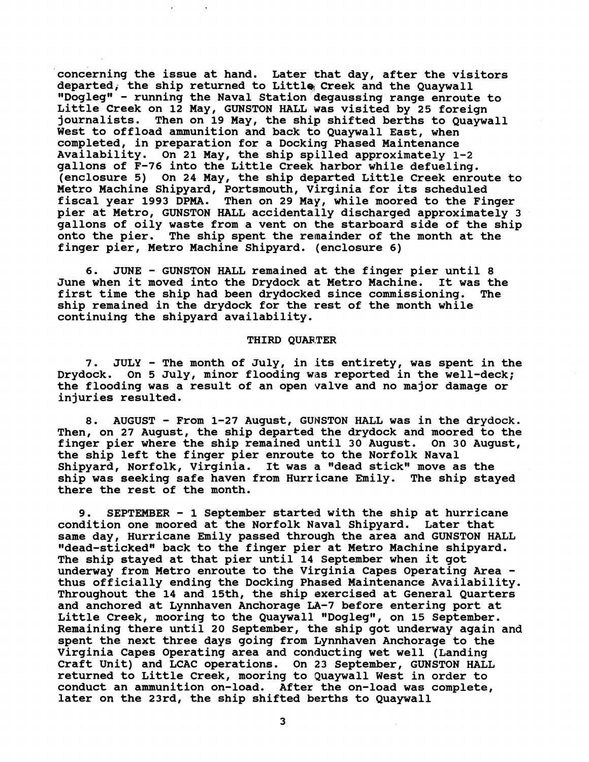concerning the issue at hand. Later that day, after the visitors departed, the ship returned to Little Creek and the Quaywall "Dogleg" - running the Naval Station degaussing range enroute to Little Creek on 12 May, GUNSTON HALL was visited by 25 foreign journalists. Then on 19 May, the ship shifted berths to Quaywall West to offload ammunition and back to Quaywall East, when completed, in preparation for a Docking Phased Maintenance Availability. On 21 May, the ship spilled approximately 1-2 gallons of F-76 into the Little Creek harbor while defueling. (enclosure 5) On 24 May, the ship departed Little Creek enroute to Metro Machine Shipyard, Portsmouth, Virginia for its scheduled fiscal year 1993 DPMA. Then on 29 May, while moored to the Finger pier at Metro, GUNSTON HALL accidentally discharged approximately 3 gallons of oily waste from a vent on the starboard side of the ship onto the pier. The ship spent the remainder of the month at the finger pier, Metro Machine Shipyard. (enclosure 6)

6. JUNE - GUNSTON HALL remained at the finger pier until 8 June when it moved into the Drydock at Metro Machine. It was the first time the ship had been drydocked since commissioning. The ship remained in the drydock for the rest of the month while continuing the shipyard availability.

## THIRD QUARTER

7. JULY - The month of July, in its entirety, was spent in the Drydock. On 5 July, minor flooding was reported in the well-deck; the flooding was a result of an open valve and no major damage or injuries resulted.

8. AUGUST - From 1-27 August, GUNSTON HALL was in the drydock. Then, on 27 August, the ship departed the drydock and moored to the finger pier where the ship remained until 30 August. On 30 August, the ship left the finger pier enroute to the Norfolk Naval Shipyard, Norfolk, Virginia. It was a "dead stick" move as the ship was seeking safe haven from Hurricane Emily. The ship stayed there the rest of the month.

9. SEPTEMBER - 1 September started with the ship at hurricane condition one moored at the Norfolk Naval Shipyard. Later that same day, Hurricane Emily passed through the area and GUNSTON HALL "dead-sticked" back to the finger pier at Metro Machine shipyard. The ship stayed at that pier until 14 September when it got underway from Metro enroute to the Virginia Capes Operating Area - thus officially ending the Docking Phased Maintenance Availability. Throughout the 14 and 15th, the ship exercised at General Quarters and anchored at Lynnhaven Anchorage LA-7 before entering port at Little Creek, mooring to the Quaywall "Dogleg", on 15 September. Remaining there until 20 September, the ship got underway again and spent the next three days going from Lynnhaven Anchorage to the Virginia Capes Operating area and conducting wet well (Landing Craft Unit) and LCAC operations. On 23 September, GUNSTON HALL returned to Little Creek, mooring to Quaywall West in order to conduct an ammunition on-load. After the on-load was complete, later on the 23rd, the ship shifted berths to Quaywall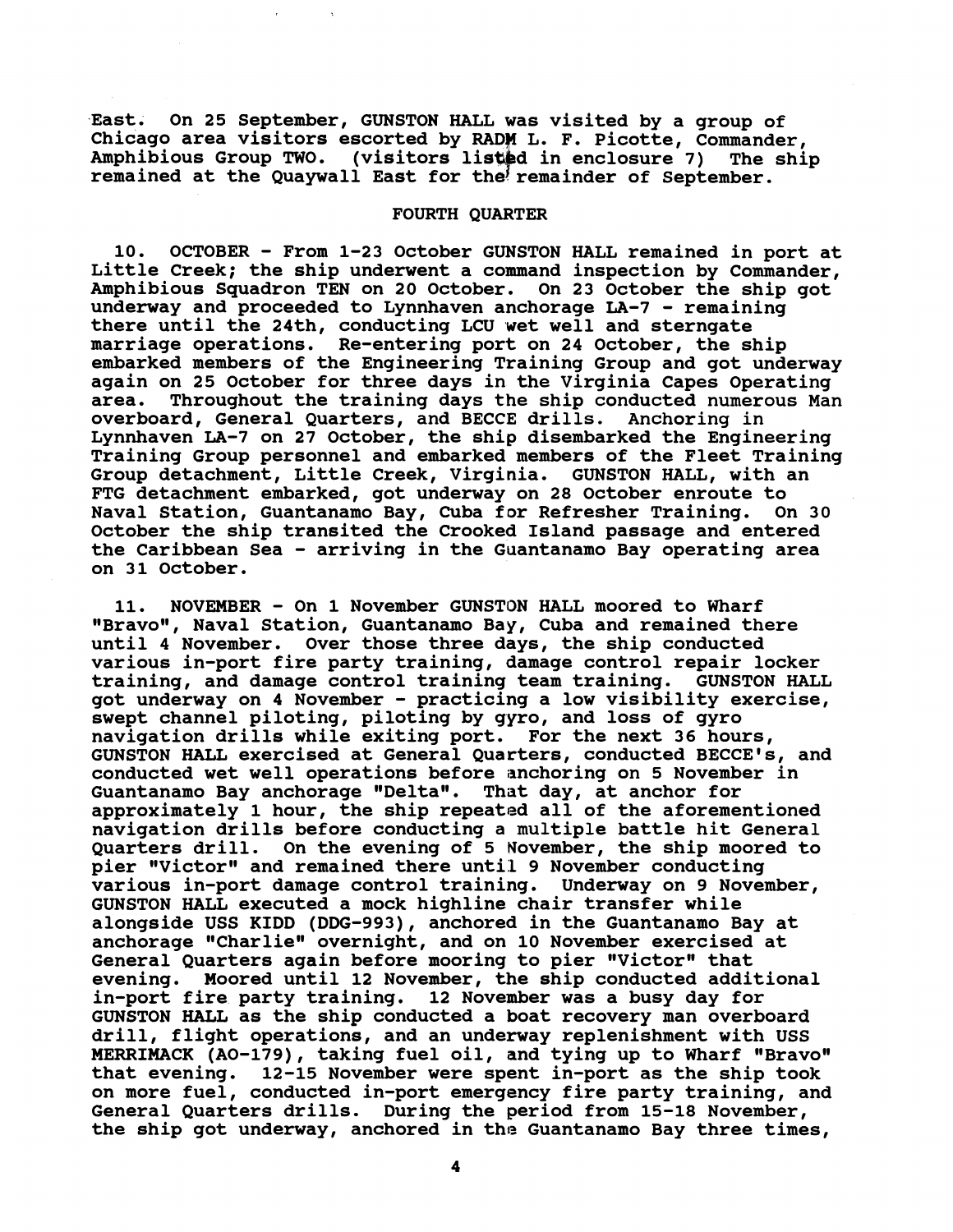East. On 25 September, GUNSTON HALL was visited by a group of Chicago area visitors escorted by RADM L. F. Picotte, Commander, Amphibious Group TWO. (visitors listed in enclosure 7) The ship remained at the Quaywall East for the remainder of September.

## FOURTH QUARTER

10. OCTOBER - From 1-23 October GUNSTON HALL remained in port at Little Creek; the ship underwent a command inspection by Commander, Amphibious Squadron TEN on 20 October. On 23 October the ship got underway and proceeded to Lynnhaven anchorage LA-7 - remaining there until the 24th, conducting LCU wet well and sterngate marriage operations. Re-entering port on 24 October, the ship embarked members of the Engineering Training Group and got underway again on 25 October for three days in the Virginia Capes Operating area. Throughout the training days the ship conducted numerous Man overboard, General Quarters, and BECCE drills. Anchoring in Lynnhaven LA-7 on 27 October, the ship disembarked the Engineering Training Group personnel and embarked members of the Fleet Training Group detachment, Little Creek, Virginia. GUNSTON HALL, with an FTG detachment embarked, got underway on 28 October enroute to Naval Station, Guantanamo Bay, Cuba for Refresher Training. On 30 October the ship transited the Crooked Island passage and entered the Caribbean Sea - arriving in the Guantanamo Bay operating area on 31 October.

11. NOVEMBER - On 1 November GUNSTON HALL moored to Wharf "Bravo", Naval Station, Guantanamo Bay, Cuba and remained there until 4 November. Over those three days, the ship conducted various in-port fire party training, damage control repair locker training, and damage control training team training. GUNSTON HALL got underway on 4 November - practicing a low visibility exercise, swept channel piloting, piloting by gyro, and loss of gyro navigation drills while exiting port. For the next 36 hours, GUNSTON HALL exercised at General Quarters, conducted BECCE's, and conducted wet well operations before anchoring on 5 November in Guantanamo Bay anchorage "Delta". That day, at anchor for approximately 1 hour, the ship repeated all of the aforementioned navigation drills before conducting a multiple battle hit General Quarters drill. On the evening of 5 November, the ship moored to pier "Victor" and remained there until 9 November conducting various in-port damage control training. Underway on 9 November, GUNSTON HALL executed a mock highline chair transfer while alongside USS KIDD (DDG-993), anchored in the Guantanamo Bay at anchorage "Charlie" overnight, and on 10 November exercised at General Quarters again before mooring to pier "Victor" that evening. Moored until 12 November, the ship conducted additional in-port fire party training. 12 November was a busy day for GUNSTON HALL as the ship conducted a boat recovery man overboard drill, flight operations, and an underway replenishment with USS MERRIMACK (AO-179), taking fuel oil, and tying up to Wharf "Bravo" that evening. 12-15 November were spent in-port as the ship took on more fuel, conducted in-port emergency fire party training, and General Quarters drills. During the period from 15-18 November, the ship got underway, anchored in the Guantanamo Bay three times,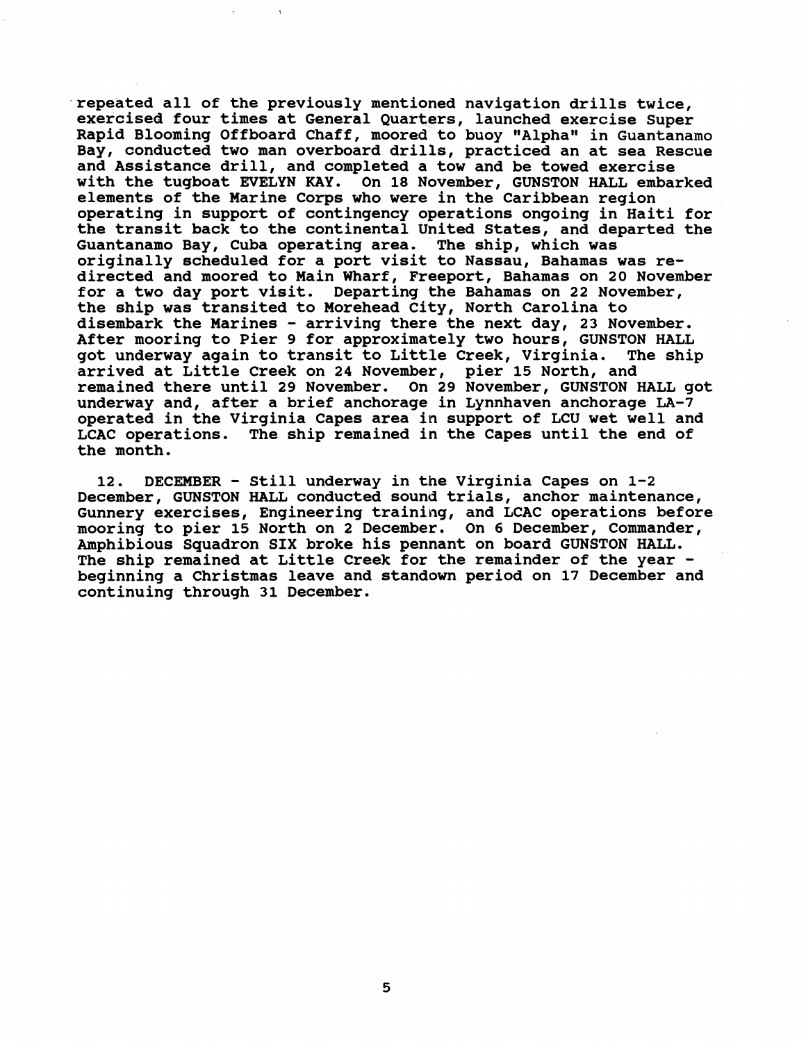repeated all of the previously mentioned navigation drills twice, exercised four times at General Quarters, launched exercise Super Rapid Blooming Offboard Chaff, moored to buoy "Alpha" in Guantanamo Bay, conducted two man overboard drills, practiced an at sea Rescue and Assistance drill, and completed a tow and be towed exercise with the tugboat EVELYN KAY. On 18 November, GUNSTON HALL embarked elements of the Marine Corps who were in the Caribbean region operating in support of contingency operations ongoing in Haiti for the transit back to the continental United States, and departed the Guantanamo Bay, Cuba operating area. The ship, which was originally scheduled for a port visit to Nassau, Bahamas was re-directed and moored to Main Wharf, Freeport, Bahamas on 20 November for a two day port visit. Departing the Bahamas on 22 November, the ship was transited to Morehead City, North Carolina to disembark the Marines - arriving there the next day, 23 November. After mooring to Pier 9 for approximately two hours, GUNSTON HALL got underway again to transit to Little Creek, Virginia. The ship arrived at Little Creek on 24 November, pier 15 North, and remained there until 29 November. On 29 November, GUNSTON HALL got underway and, after a brief anchorage in Lynnhaven anchorage LA-7 operated in the Virginia Capes area in support of LCU wet well and LCAC operations. The ship remained in the Capes until the end of the month.

12. DECEMBER - Still underway in the Virginia Capes on 1-2 December, GUNSTON HALL conducted sound trials, anchor maintenance, Gunnery exercises, Engineering training, and LCAC operations before mooring to pier 15 North on 2 December. On 6 December, Commander, Amphibious Squadron SIX broke his pennant on board GUNSTON HALL. The ship remained at Little Creek for the remainder of the year - beginning a Christmas leave and standown period on 17 December and continuing through 31 December.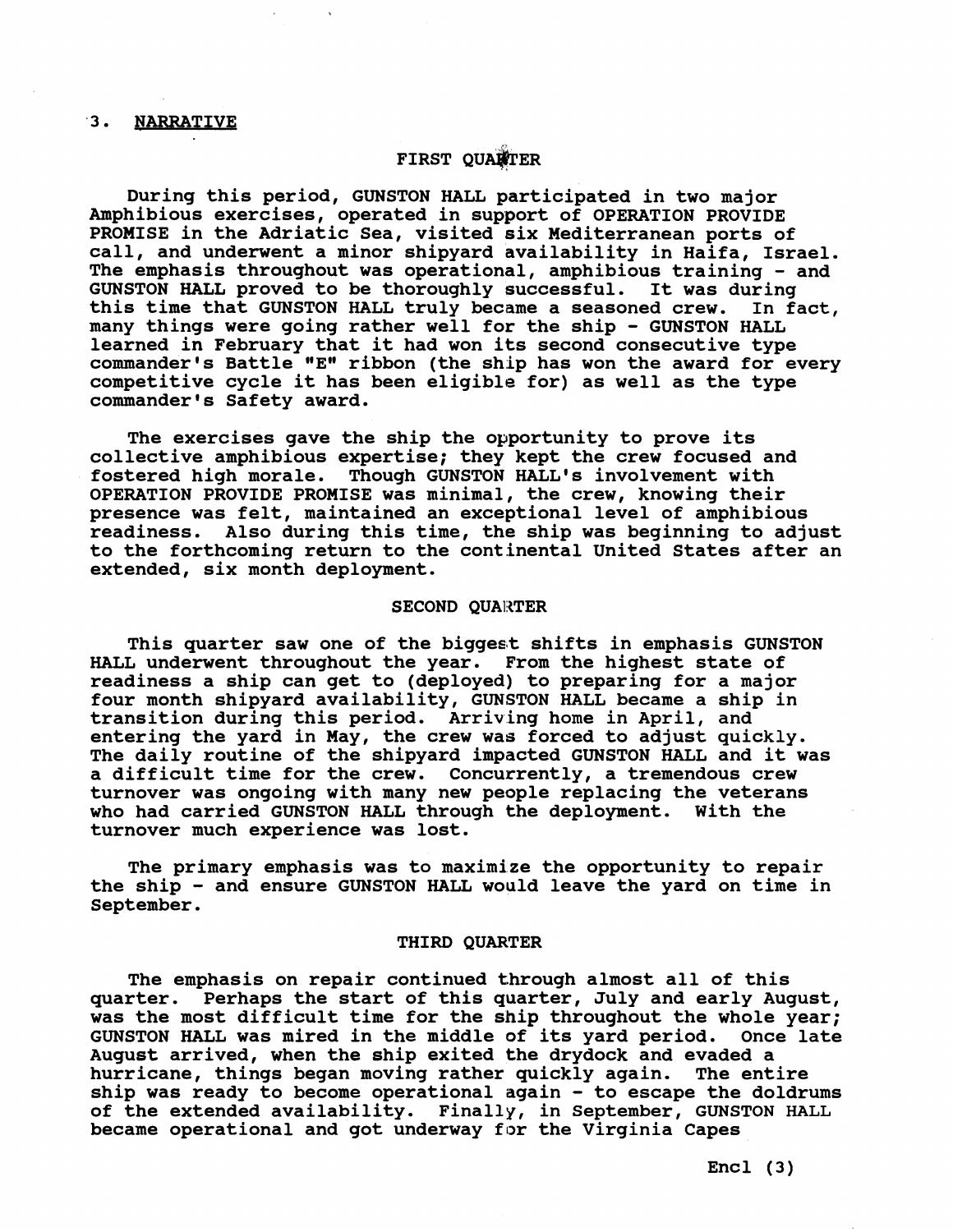## 3. NARRATIVE

### FIRST QUARTER

During this period, GUNSTON HALL participated in two major Amphibious exercises, operated in support of OPERATION PROVIDE PROMISE in the Adriatic Sea, visited six Mediterranean ports of call, and underwent a minor shipyard availability in Haifa, Israel. The emphasis throughout was operational, amphibious training - and GUNSTON HALL proved to be thoroughly successful. It was during this time that GUNSTON HALL truly became a seasoned crew. In fact, many things were going rather well for the ship - GUNSTON HALL learned in February that it had won its second consecutive type commander's Battle "E" ribbon (the ship has won the award for every competitive cycle it has been eligible for) as well as the type commander's Safety award.

The exercises gave the ship the opportunity to prove its collective amphibious expertise; they kept the crew focused and fostered high morale. Though GUNSTON HALL's involvement with OPERATION PROVIDE PROMISE was minimal, the crew, knowing their presence was felt, maintained an exceptional level of amphibious readiness. Also during this time, the ship was beginning to adjust to the forthcoming return to the continental United States after an extended, six month deployment.

### SECOND QUARTER

This quarter saw one of the biggest shifts in emphasis GUNSTON HALL underwent throughout the year. From the highest state of readiness a ship can get to (deployed) to preparing for a major four month shipyard availability, GUNSTON HALL became a ship in transition during this period. Arriving home in April, and entering the yard in May, the crew was forced to adjust quickly. The daily routine of the shipyard impacted GUNSTON HALL and it was a difficult time for the crew. Concurrently, a tremendous crew turnover was ongoing with many new people replacing the veterans who had carried GUNSTON HALL through the deployment. With the turnover much experience was lost.

The primary emphasis was to maximize the opportunity to repair the ship - and ensure GUNSTON HALL would leave the yard on time in September.

### THIRD QUARTER

The emphasis on repair continued through almost all of this quarter. Perhaps the start of this quarter, July and early August, was the most difficult time for the ship throughout the whole year; GUNSTON HALL was mired in the middle of its yard period. Once late August arrived, when the ship exited the drydock and evaded a hurricane, things began moving rather quickly again. The entire ship was ready to become operational again - to escape the doldrums of the extended availability. Finally, in September, GUNSTON HALL became operational and got underway for the Virginia Capes

Encl (3)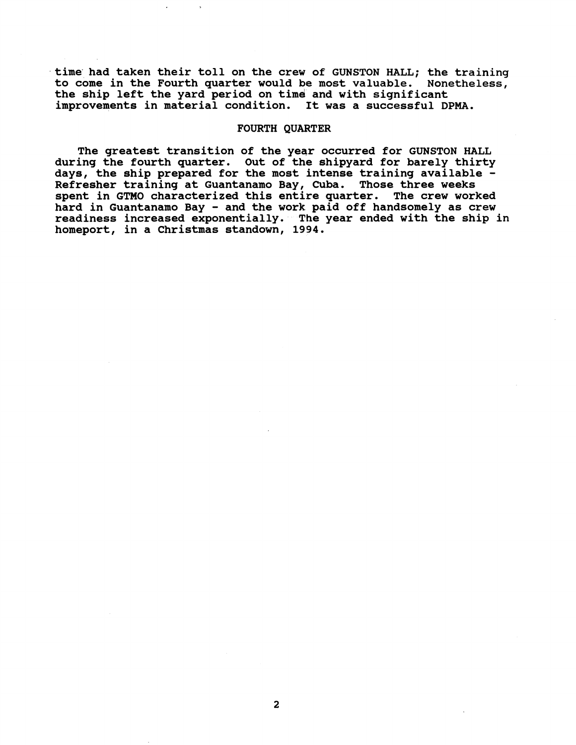time had taken their toll on the crew of GUNSTON HALL; the training to come in the Fourth quarter would be most valuable. Nonetheless, the ship left the yard period on time and with significant improvements in material condition. It was a successful DPMA.

## FOURTH QUARTER

The greatest transition of the year occurred for GUNSTON HALL during the fourth quarter. Out of the shipyard for barely thirty days, the ship prepared for the most intense training available - Refresher training at Guantanamo Bay, Cuba. Those three weeks spent in GTMO characterized this entire quarter. The crew worked hard in Guantanamo Bay - and the work paid off handsomely as crew readiness increased exponentially. The year ended with the ship in homeport, in a Christmas standown, 1994.